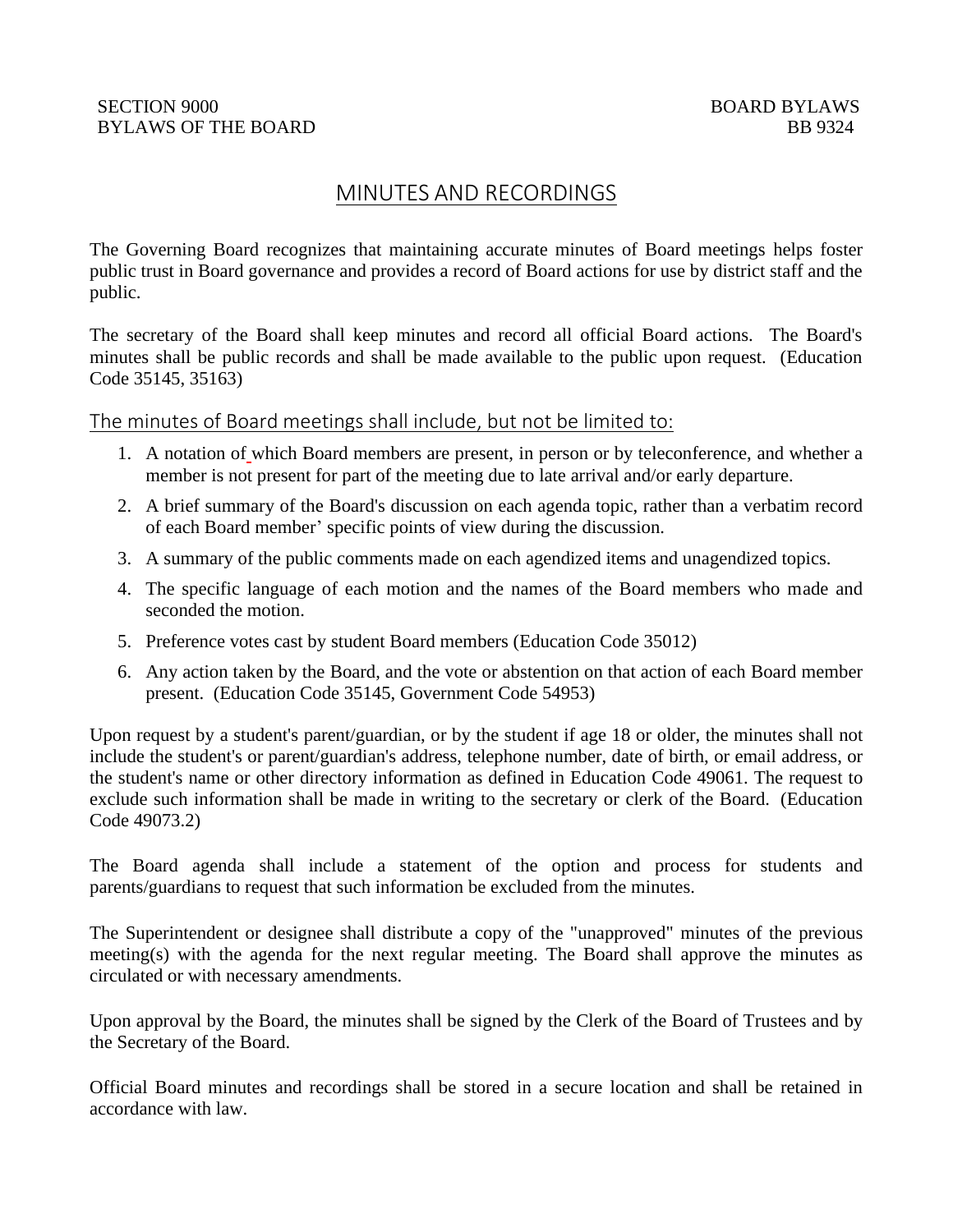SECTION 9000 BYLAWS OF THE BOARD

BOARD BYLAWS BB 9324

# MINUTES AND RECORDINGS

The Governing Board recognizes that maintaining accurate minutes of Board meetings helps foster public trust in Board governance and provides a record of Board actions for use by district staff and the public.

The secretary of the Board shall keep minutes and record all official Board actions. The Board's minutes shall be public records and shall be made available to the public upon request. (Education Code 35145, 35163)

## The minutes of Board meetings shall include, but not be limited to:

1. A notation of which Board members are present, in person or by teleconference, and whether a member is not present for part of the meeting due to late arrival and/or early departure.
2. A brief summary of the Board's discussion on each agenda topic, rather than a verbatim record of each Board member' specific points of view during the discussion.
3. A summary of the public comments made on each agendized items and unagendized topics.
4. The specific language of each motion and the names of the Board members who made and seconded the motion.
5. Preference votes cast by student Board members (Education Code 35012)
6. Any action taken by the Board, and the vote or abstention on that action of each Board member present. (Education Code 35145, Government Code 54953)

Upon request by a student's parent/guardian, or by the student if age 18 or older, the minutes shall not include the student's or parent/guardian's address, telephone number, date of birth, or email address, or the student's name or other directory information as defined in Education Code 49061. The request to exclude such information shall be made in writing to the secretary or clerk of the Board. (Education Code 49073.2)

The Board agenda shall include a statement of the option and process for students and parents/guardians to request that such information be excluded from the minutes.

The Superintendent or designee shall distribute a copy of the "unapproved" minutes of the previous meeting(s) with the agenda for the next regular meeting. The Board shall approve the minutes as circulated or with necessary amendments.

Upon approval by the Board, the minutes shall be signed by the Clerk of the Board of Trustees and by the Secretary of the Board.

Official Board minutes and recordings shall be stored in a secure location and shall be retained in accordance with law.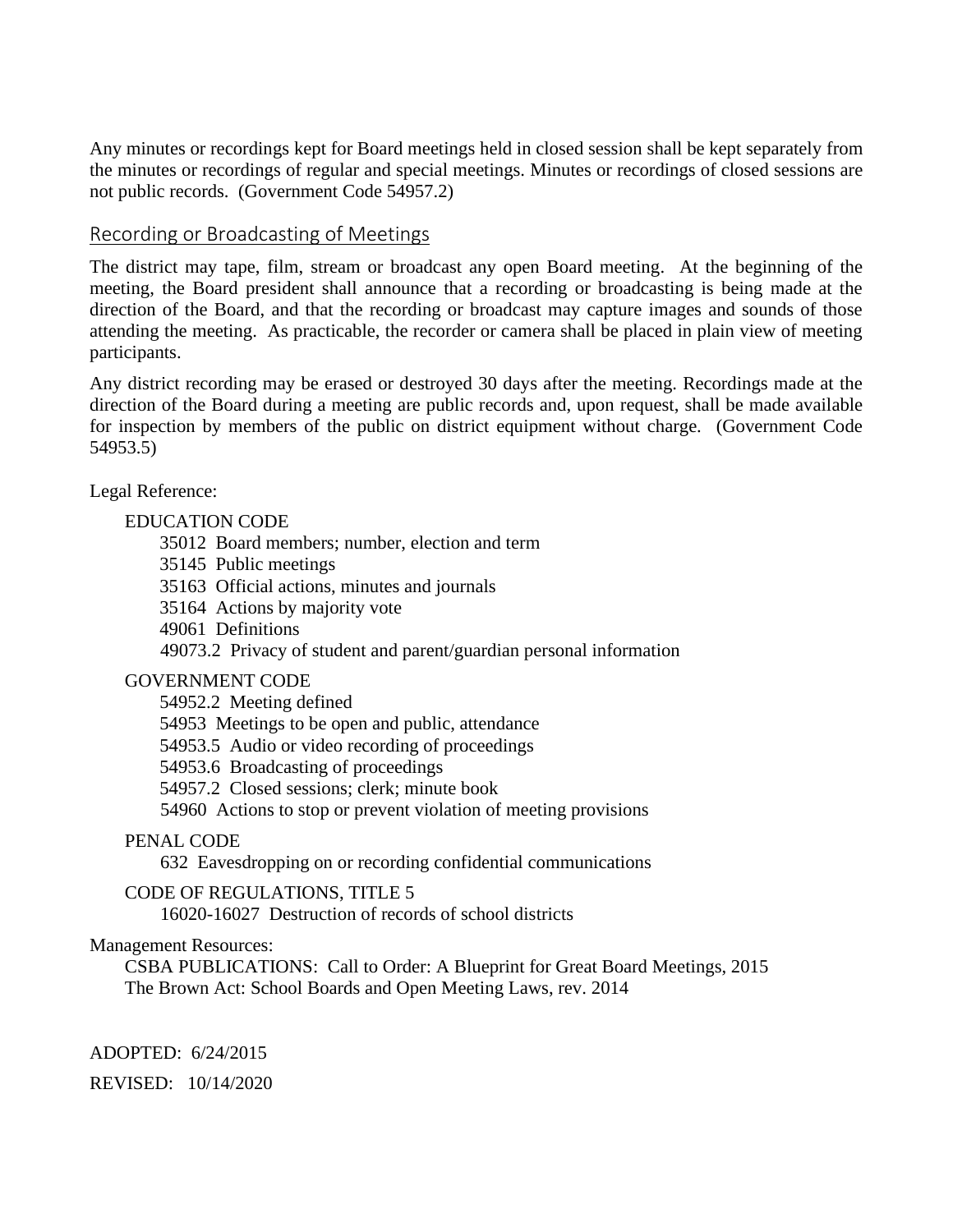Any minutes or recordings kept for Board meetings held in closed session shall be kept separately from the minutes or recordings of regular and special meetings. Minutes or recordings of closed sessions are not public records. (Government Code 54957.2)

## Recording or Broadcasting of Meetings

The district may tape, film, stream or broadcast any open Board meeting. At the beginning of the meeting, the Board president shall announce that a recording or broadcasting is being made at the direction of the Board, and that the recording or broadcast may capture images and sounds of those attending the meeting. As practicable, the recorder or camera shall be placed in plain view of meeting participants.

Any district recording may be erased or destroyed 30 days after the meeting. Recordings made at the direction of the Board during a meeting are public records and, upon request, shall be made available for inspection by members of the public on district equipment without charge. (Government Code 54953.5)

Legal Reference:

EDUCATION CODE
- 35012 Board members; number, election and term
- 35145 Public meetings
- 35163 Official actions, minutes and journals
- 35164 Actions by majority vote
- 49061 Definitions
- 49073.2 Privacy of student and parent/guardian personal information

GOVERNMENT CODE
- 54952.2 Meeting defined
- 54953 Meetings to be open and public, attendance
- 54953.5 Audio or video recording of proceedings
- 54953.6 Broadcasting of proceedings
- 54957.2 Closed sessions; clerk; minute book
- 54960 Actions to stop or prevent violation of meeting provisions

PENAL CODE
- 632 Eavesdropping on or recording confidential communications

CODE OF REGULATIONS, TITLE 5
- 16020-16027 Destruction of records of school districts

Management Resources:

CSBA PUBLICATIONS: Call to Order: A Blueprint for Great Board Meetings, 2015
The Brown Act: School Boards and Open Meeting Laws, rev. 2014

ADOPTED: 6/24/2015

REVISED: 10/14/2020